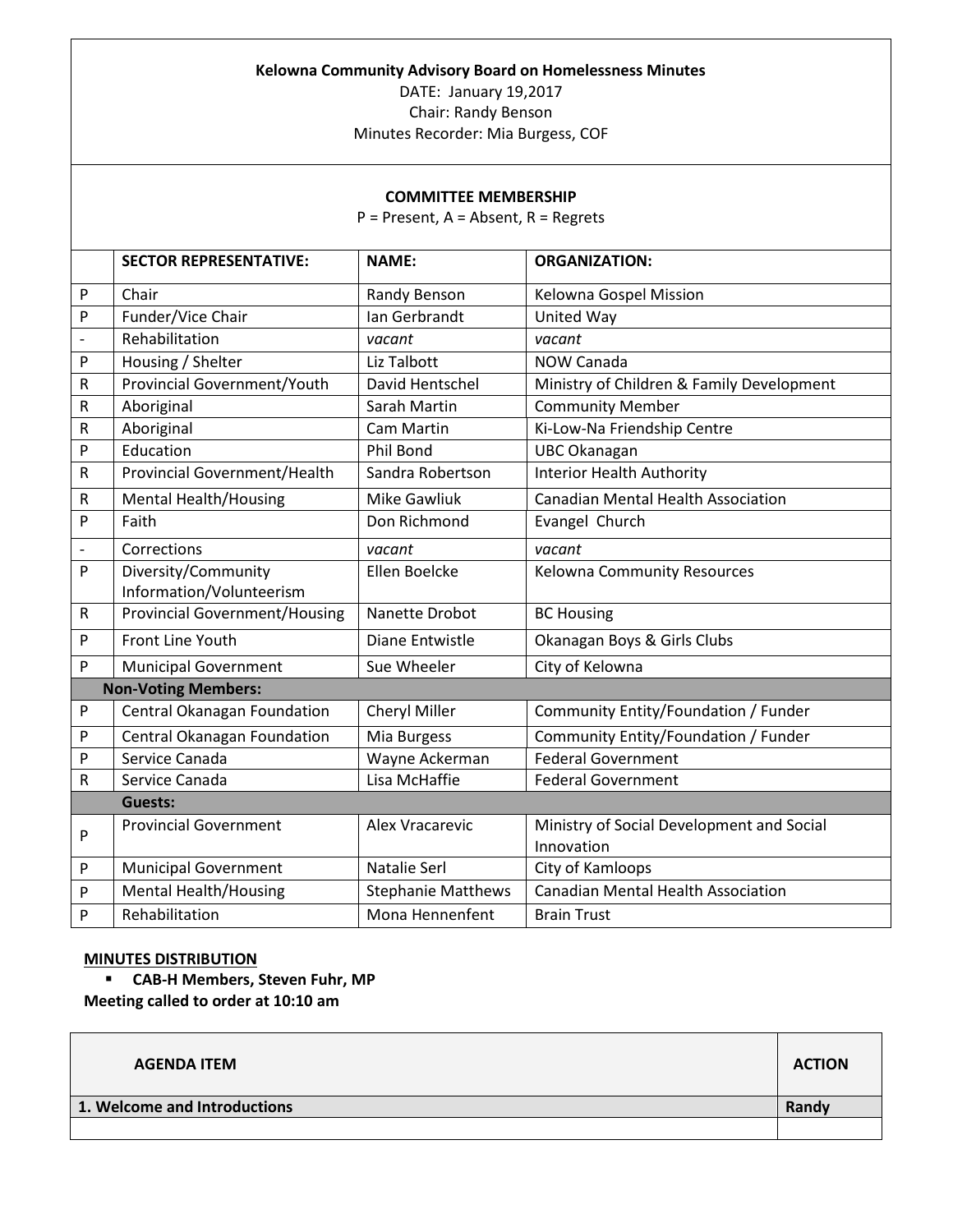**Kelowna Community Advisory Board on Homelessness Minutes**

DATE: January 19,2017

Chair: Randy Benson

Minutes Recorder: Mia Burgess, COF

**COMMITTEE MEMBERSHIP**

P = Present, A = Absent, R = Regrets

| | SECTOR REPRESENTATIVE: | NAME: | ORGANIZATION: |
|---|---|---|---|
| P | Chair | Randy Benson | Kelowna Gospel Mission |
| P | Funder/Vice Chair | Ian Gerbrandt | United Way |
| - | Rehabilitation | *vacant* | *vacant* |
| P | Housing / Shelter | Liz Talbott | NOW Canada |
| R | Provincial Government/Youth | David Hentschel | Ministry of Children & Family Development |
| R | Aboriginal | Sarah Martin | Community Member |
| R | Aboriginal | Cam Martin | Ki-Low-Na Friendship Centre |
| P | Education | Phil Bond | UBC Okanagan |
| R | Provincial Government/Health | Sandra Robertson | Interior Health Authority |
| R | Mental Health/Housing | Mike Gawliuk | Canadian Mental Health Association |
| P | Faith | Don Richmond | Evangel Church |
| - | Corrections | *vacant* | *vacant* |
| P | Diversity/Community Information/Volunteerism | Ellen Boelcke | Kelowna Community Resources |
| R | Provincial Government/Housing | Nanette Drobot | BC Housing |
| P | Front Line Youth | Diane Entwistle | Okanagan Boys & Girls Clubs |
| P | Municipal Government | Sue Wheeler | City of Kelowna |
| **Non-Voting Members:** | | | |
| P | Central Okanagan Foundation | Cheryl Miller | Community Entity/Foundation / Funder |
| P | Central Okanagan Foundation | Mia Burgess | Community Entity/Foundation / Funder |
| P | Service Canada | Wayne Ackerman | Federal Government |
| R | Service Canada | Lisa McHaffie | Federal Government |
| | **Guests:** | | |
| P | Provincial Government | Alex Vracarevic | Ministry of Social Development and Social Innovation |
| P | Municipal Government | Natalie Serl | City of Kamloops |
| P | Mental Health/Housing | Stephanie Matthews | Canadian Mental Health Association |
| P | Rehabilitation | Mona Hennenfent | Brain Trust |

**MINUTES DISTRIBUTION**

- **CAB-H Members, Steven Fuhr, MP**

**Meeting called to order at 10:10 am**

| AGENDA ITEM | ACTION |
|---|---|
| **1. Welcome and Introductions** | **Randy** |
| | |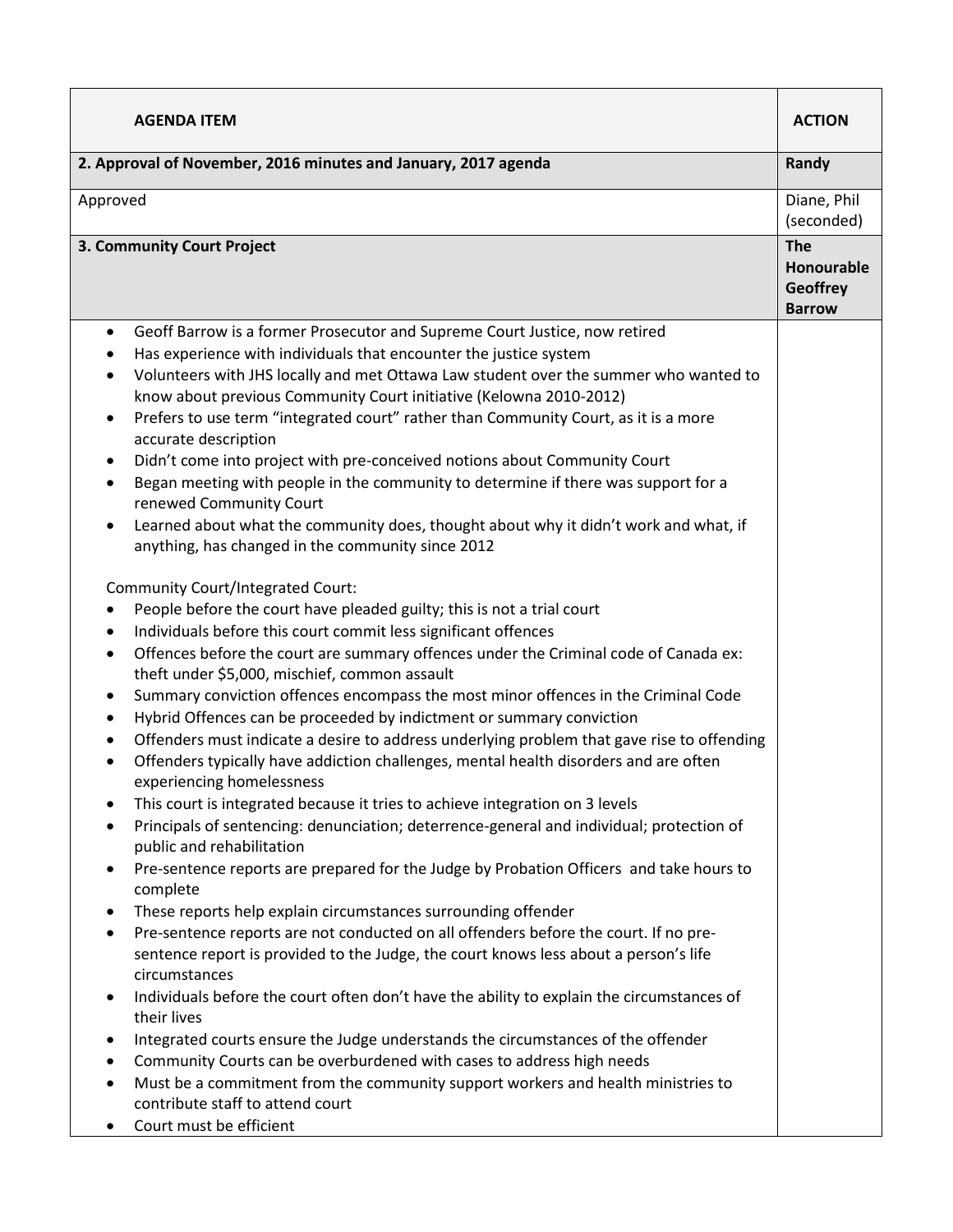| AGENDA ITEM | ACTION |
|---|---|
| **2. Approval of November, 2016 minutes and January, 2017 agenda** | **Randy** |
| Approved | Diane, Phil (seconded) |
| **3. Community Court Project** | **The Honourable Geoffrey Barrow** |
| • Geoff Barrow is a former Prosecutor and Supreme Court Justice, now retired<br>• Has experience with individuals that encounter the justice system<br>• Volunteers with JHS locally and met Ottawa Law student over the summer who wanted to know about previous Community Court initiative (Kelowna 2010-2012)<br>• Prefers to use term "integrated court" rather than Community Court, as it is a more accurate description<br>• Didn't come into project with pre-conceived notions about Community Court<br>• Began meeting with people in the community to determine if there was support for a renewed Community Court<br>• Learned about what the community does, thought about why it didn't work and what, if anything, has changed in the community since 2012<br><br>Community Court/Integrated Court:<br>• People before the court have pleaded guilty; this is not a trial court<br>• Individuals before this court commit less significant offences<br>• Offences before the court are summary offences under the Criminal code of Canada ex: theft under $5,000, mischief, common assault<br>• Summary conviction offences encompass the most minor offences in the Criminal Code<br>• Hybrid Offences can be proceeded by indictment or summary conviction<br>• Offenders must indicate a desire to address underlying problem that gave rise to offending<br>• Offenders typically have addiction challenges, mental health disorders and are often experiencing homelessness<br>• This court is integrated because it tries to achieve integration on 3 levels<br>• Principals of sentencing: denunciation; deterrence-general and individual; protection of public and rehabilitation<br>• Pre-sentence reports are prepared for the Judge by Probation Officers and take hours to complete<br>• These reports help explain circumstances surrounding offender<br>• Pre-sentence reports are not conducted on all offenders before the court. If no pre-sentence report is provided to the Judge, the court knows less about a person's life circumstances<br>• Individuals before the court often don't have the ability to explain the circumstances of their lives<br>• Integrated courts ensure the Judge understands the circumstances of the offender<br>• Community Courts can be overburdened with cases to address high needs<br>• Must be a commitment from the community support workers and health ministries to contribute staff to attend court<br>• Court must be efficient | |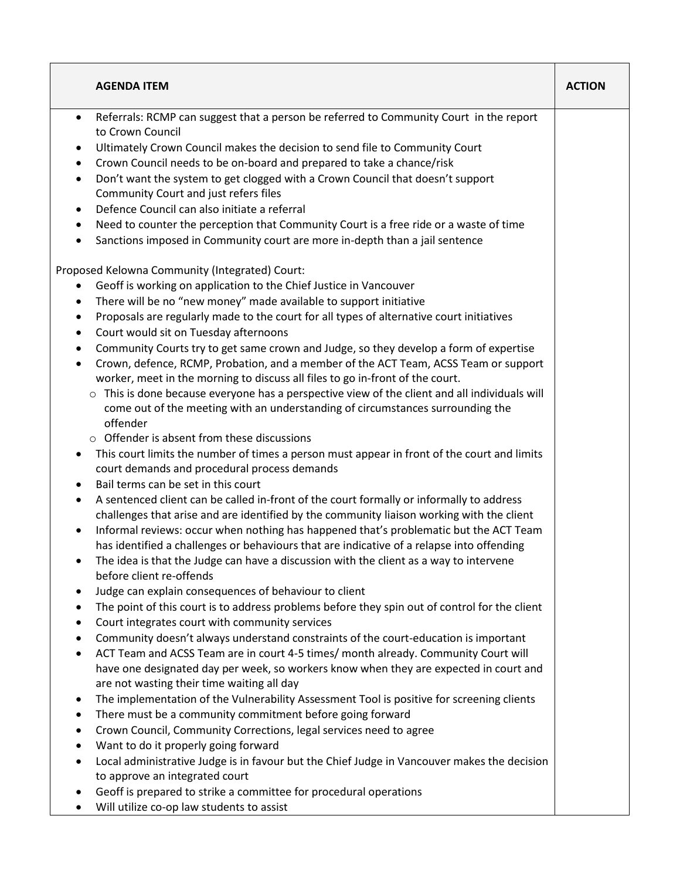| AGENDA ITEM | ACTION |
|---|---|
| • Referrals: RCMP can suggest that a person be referred to Community Court in the report to Crown Council<br>• Ultimately Crown Council makes the decision to send file to Community Court<br>• Crown Council needs to be on-board and prepared to take a chance/risk<br>• Don't want the system to get clogged with a Crown Council that doesn't support Community Court and just refers files<br>• Defence Council can also initiate a referral<br>• Need to counter the perception that Community Court is a free ride or a waste of time<br>• Sanctions imposed in Community court are more in-depth than a jail sentence<br><br>Proposed Kelowna Community (Integrated) Court:<br>• Geoff is working on application to the Chief Justice in Vancouver<br>• There will be no "new money" made available to support initiative<br>• Proposals are regularly made to the court for all types of alternative court initiatives<br>• Court would sit on Tuesday afternoons<br>• Community Courts try to get same crown and Judge, so they develop a form of expertise<br>• Crown, defence, RCMP, Probation, and a member of the ACT Team, ACSS Team or support worker, meet in the morning to discuss all files to go in-front of the court.<br>&nbsp;&nbsp;&nbsp;&nbsp;o This is done because everyone has a perspective view of the client and all individuals will come out of the meeting with an understanding of circumstances surrounding the offender<br>&nbsp;&nbsp;&nbsp;&nbsp;o Offender is absent from these discussions<br>• This court limits the number of times a person must appear in front of the court and limits court demands and procedural process demands<br>• Bail terms can be set in this court<br>• A sentenced client can be called in-front of the court formally or informally to address challenges that arise and are identified by the community liaison working with the client<br>• Informal reviews: occur when nothing has happened that's problematic but the ACT Team has identified a challenges or behaviours that are indicative of a relapse into offending<br>• The idea is that the Judge can have a discussion with the client as a way to intervene before client re-offends<br>• Judge can explain consequences of behaviour to client<br>• The point of this court is to address problems before they spin out of control for the client<br>• Court integrates court with community services<br>• Community doesn't always understand constraints of the court-education is important<br>• ACT Team and ACSS Team are in court 4-5 times/ month already. Community Court will have one designated day per week, so workers know when they are expected in court and are not wasting their time waiting all day<br>• The implementation of the Vulnerability Assessment Tool is positive for screening clients<br>• There must be a community commitment before going forward<br>• Crown Council, Community Corrections, legal services need to agree<br>• Want to do it properly going forward<br>• Local administrative Judge is in favour but the Chief Judge in Vancouver makes the decision to approve an integrated court<br>• Geoff is prepared to strike a committee for procedural operations<br>• Will utilize co-op law students to assist | |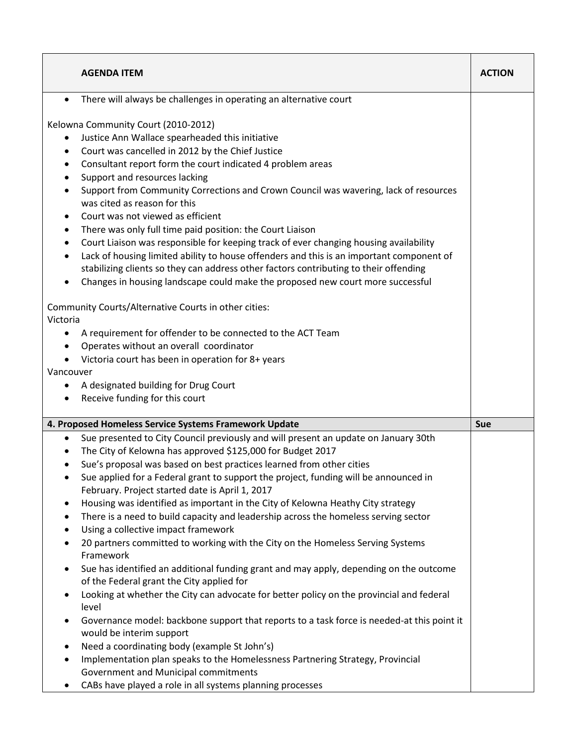| AGENDA ITEM | ACTION |
|---|---|
| • There will always be challenges in operating an alternative court<br><br>Kelowna Community Court (2010-2012)<br>• Justice Ann Wallace spearheaded this initiative<br>• Court was cancelled in 2012 by the Chief Justice<br>• Consultant report form the court indicated 4 problem areas<br>• Support and resources lacking<br>• Support from Community Corrections and Crown Council was wavering, lack of resources was cited as reason for this<br>• Court was not viewed as efficient<br>• There was only full time paid position: the Court Liaison<br>• Court Liaison was responsible for keeping track of ever changing housing availability<br>• Lack of housing limited ability to house offenders and this is an important component of stabilizing clients so they can address other factors contributing to their offending<br>• Changes in housing landscape could make the proposed new court more successful<br><br>Community Courts/Alternative Courts in other cities:<br>Victoria<br>• A requirement for offender to be connected to the ACT Team<br>• Operates without an overall coordinator<br>• Victoria court has been in operation for 8+ years<br>Vancouver<br>• A designated building for Drug Court<br>• Receive funding for this court | |
| **4. Proposed Homeless Service Systems Framework Update** | **Sue** |
| • Sue presented to City Council previously and will present an update on January 30th<br>• The City of Kelowna has approved $125,000 for Budget 2017<br>• Sue's proposal was based on best practices learned from other cities<br>• Sue applied for a Federal grant to support the project, funding will be announced in February. Project started date is April 1, 2017<br>• Housing was identified as important in the City of Kelowna Heathy City strategy<br>• There is a need to build capacity and leadership across the homeless serving sector<br>• Using a collective impact framework<br>• 20 partners committed to working with the City on the Homeless Serving Systems Framework<br>• Sue has identified an additional funding grant and may apply, depending on the outcome of the Federal grant the City applied for<br>• Looking at whether the City can advocate for better policy on the provincial and federal level<br>• Governance model: backbone support that reports to a task force is needed-at this point it would be interim support<br>• Need a coordinating body (example St John's)<br>• Implementation plan speaks to the Homelessness Partnering Strategy, Provincial Government and Municipal commitments<br>• CABs have played a role in all systems planning processes | |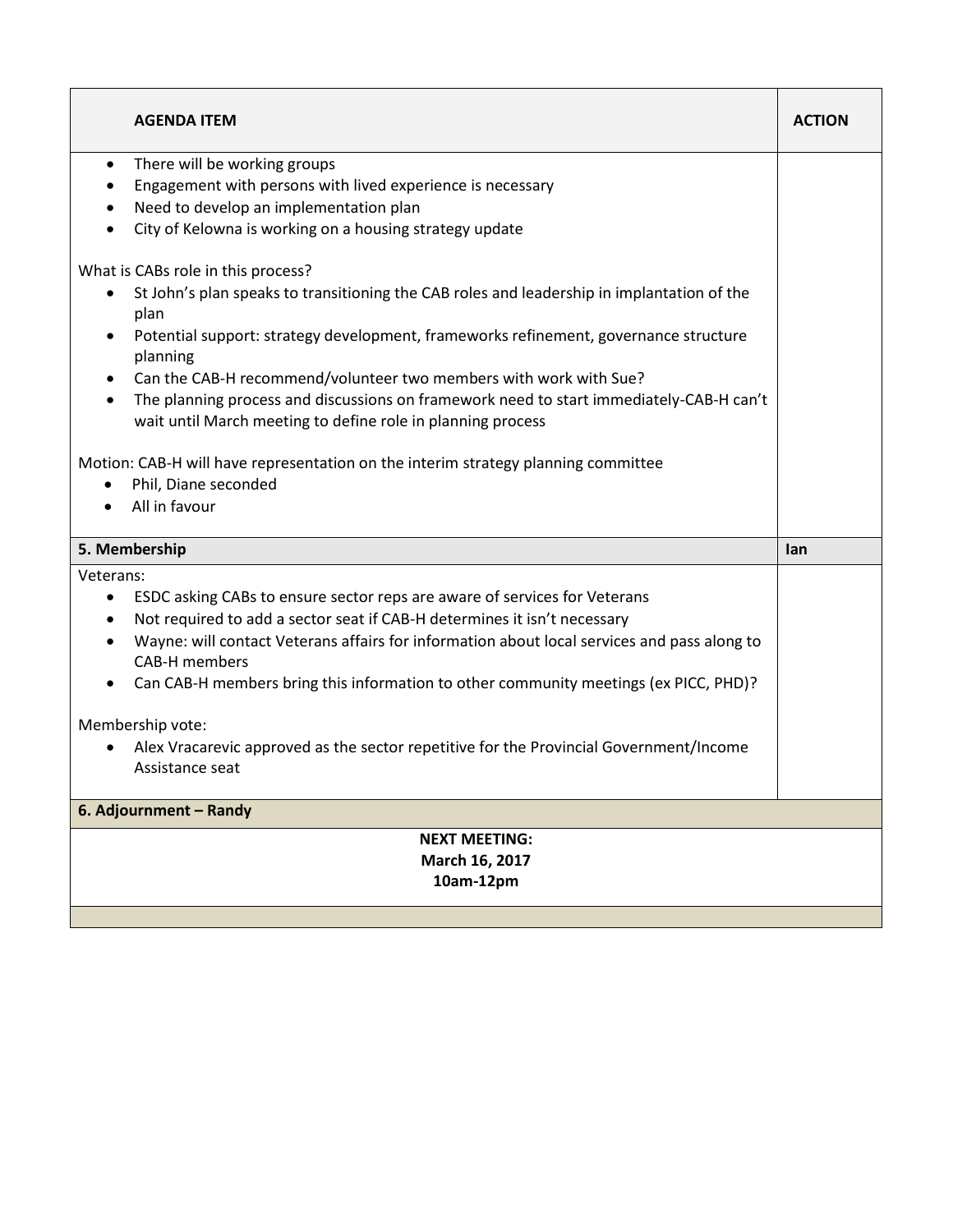| AGENDA ITEM | ACTION |
| --- | --- |
| • There will be working groups<br>• Engagement with persons with lived experience is necessary<br>• Need to develop an implementation plan<br>• City of Kelowna is working on a housing strategy update<br><br>What is CABs role in this process?<br>• St John's plan speaks to transitioning the CAB roles and leadership in implantation of the plan<br>• Potential support: strategy development, frameworks refinement, governance structure planning<br>• Can the CAB-H recommend/volunteer two members with work with Sue?<br>• The planning process and discussions on framework need to start immediately-CAB-H can't wait until March meeting to define role in planning process<br><br>Motion: CAB-H will have representation on the interim strategy planning committee<br>• Phil, Diane seconded<br>• All in favour | |
| **5. Membership** | **Ian** |
| Veterans:<br>• ESDC asking CABs to ensure sector reps are aware of services for Veterans<br>• Not required to add a sector seat if CAB-H determines it isn't necessary<br>• Wayne: will contact Veterans affairs for information about local services and pass along to CAB-H members<br>• Can CAB-H members bring this information to other community meetings (ex PICC, PHD)?<br><br>Membership vote:<br>• Alex Vracarevic approved as the sector repetitive for the Provincial Government/Income Assistance seat | |
| **6. Adjournment – Randy** | |
| **NEXT MEETING:<br>March 16, 2017<br>10am-12pm** | |